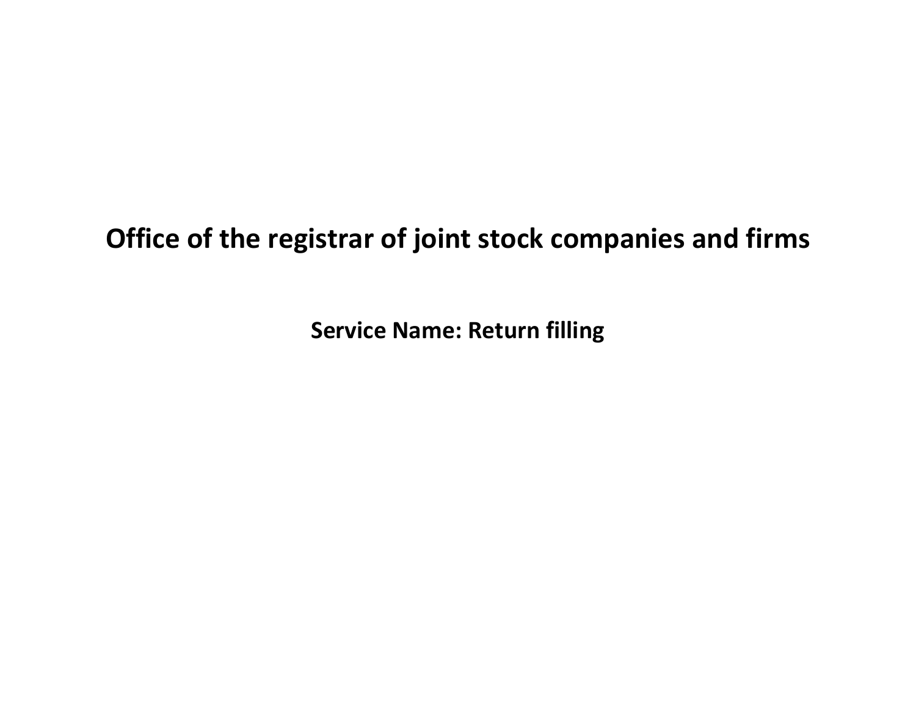# Office of the registrar of joint stock companies and firms

## Service Name: Return filling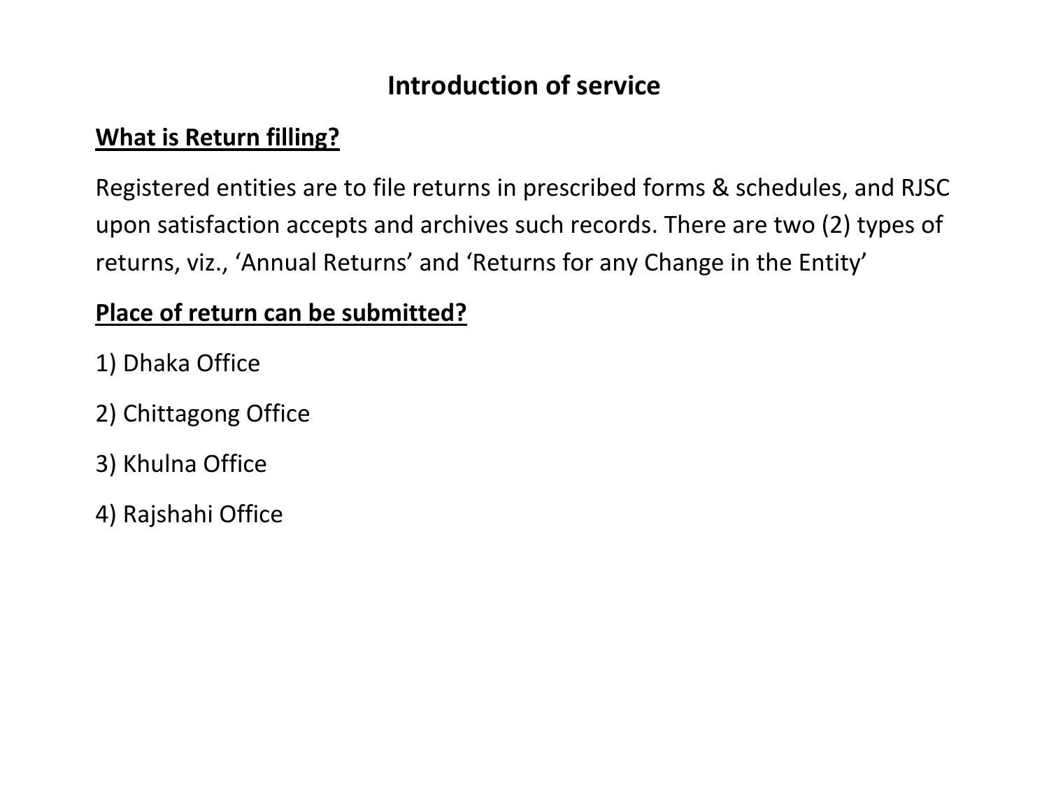# Introduction of service

**What is Return filling?**

Registered entities are to file returns in prescribed forms & schedules, and RJSC upon satisfaction accepts and archives such records. There are two (2) types of returns, viz., 'Annual Returns' and 'Returns for any Change in the Entity'

**Place of return can be submitted?**

1) Dhaka Office

2) Chittagong Office

3) Khulna Office

4) Rajshahi Office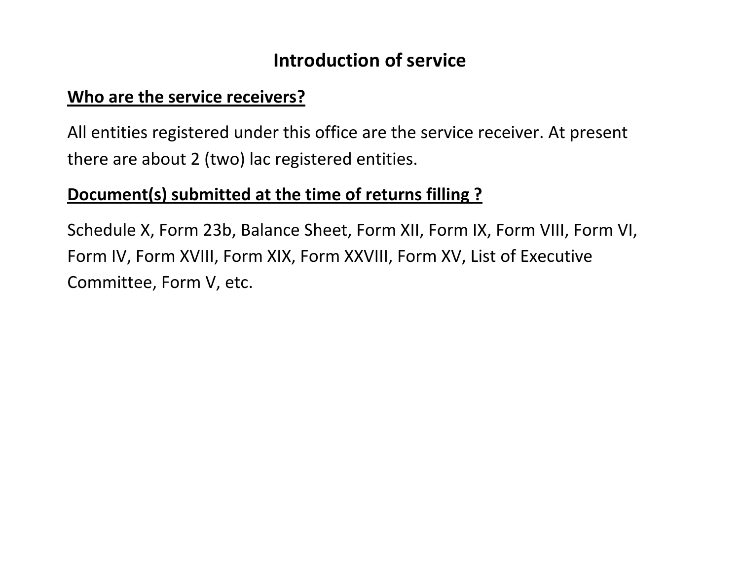# Introduction of service

## Who are the service receivers?

All entities registered under this office are the service receiver. At present there are about 2 (two) lac registered entities.

## Document(s) submitted at the time of returns filling ?

Schedule X, Form 23b, Balance Sheet, Form XII, Form IX, Form VIII, Form VI, Form IV, Form XVIII, Form XIX, Form XXVIII, Form XV, List of Executive Committee, Form V, etc.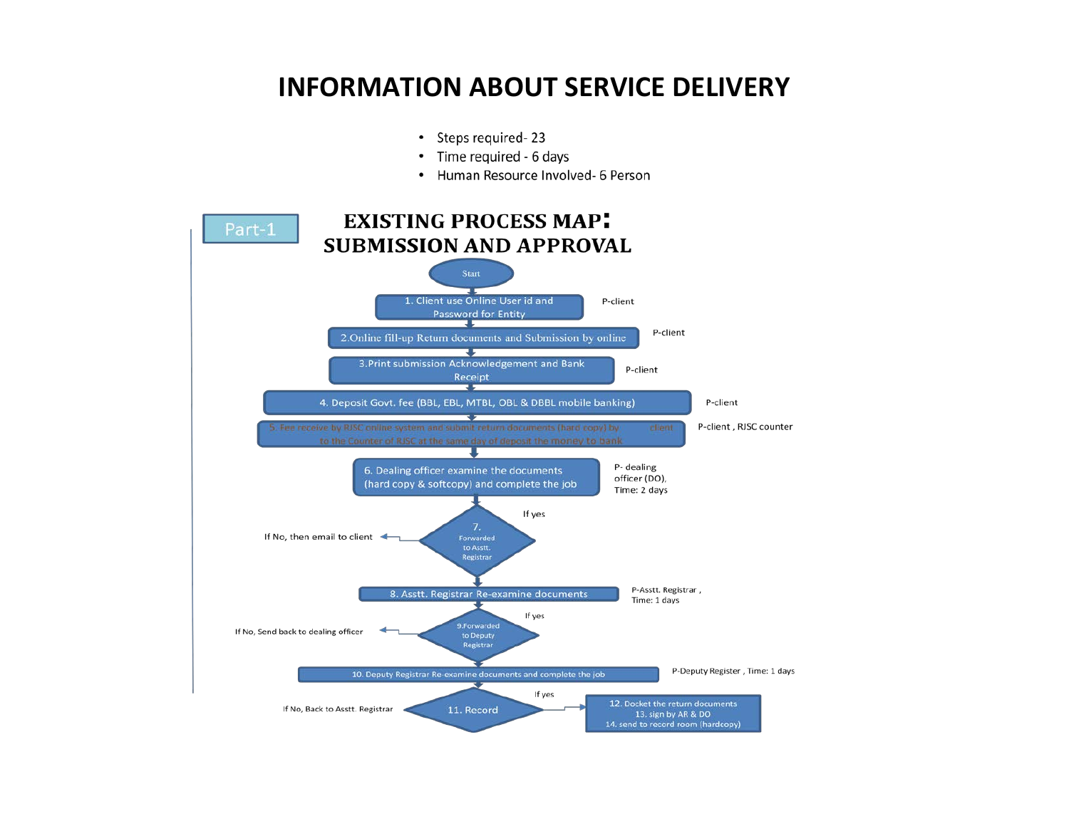# INFORMATION ABOUT SERVICE DELIVERY

- Steps required- 23
- Time required - 6 days
- Human Resource Involved- 6 Person

Part-1

## EXISTING PROCESS MAP: SUBMISSION AND APPROVAL

Start

1. Client use Online User id and Password for Entity — P-client

2. Online fill-up Return documents and Submission by online — P-client

3. Print submission Acknowledgement and Bank Receipt — P-client

4. Deposit Govt. fee (BBL, EBL, MTBL, OBL & DBBL mobile banking) — P-client

5. Fee receive by RJSC online system and submit return documents (hard copy) by client to the Counter of RJSC at the same day of deposit the money to bank — P-client, RJSC counter

6. Dealing officer examine the documents (hard copy & softcopy) and complete the job — P- dealing officer (DO), Time: 2 days

7. Forwarded to Asstt. Registrar — If yes; If No, then email to client

8. Asstt. Registrar Re-examine documents — P-Asstt. Registrar, Time: 1 days

9. Forwarded to Deputy Registrar — If yes; If No, Send back to dealing officer

10. Deputy Registrar Re-examine documents and complete the job — P-Deputy Register, Time: 1 days

11. Record — If yes; If No, Back to Asstt. Registrar

12. Docket the return documents
13. sign by AR & DO
14. send to record room (hardcopy)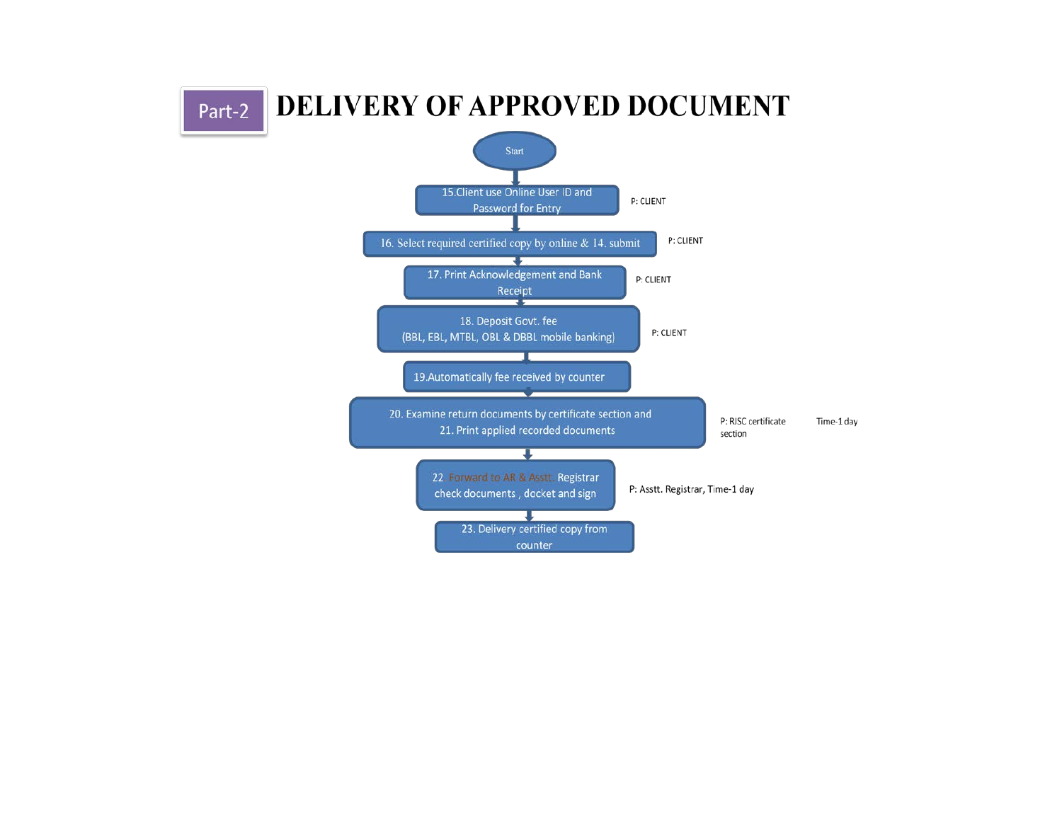Part-2

# DELIVERY OF APPROVED DOCUMENT

Start

15.Client use Online User ID and Password for Entry — P: CLIENT

16. Select required certified copy by online & 14. submit — P: CLIENT

17. Print Acknowledgement and Bank Receipt — P: CLIENT

18. Deposit Govt. fee (BBL, EBL, MTBL, OBL & DBBL mobile banking) — P: CLIENT

19.Automatically fee received by counter

20. Examine return documents by certificate section and 21. Print applied recorded documents — P: RJSC certificate section — Time-1 day

22. Forward to AR & Asstt. Registrar check documents , docket and sign — P: Asstt. Registrar, Time-1 day

23. Delivery certified copy from counter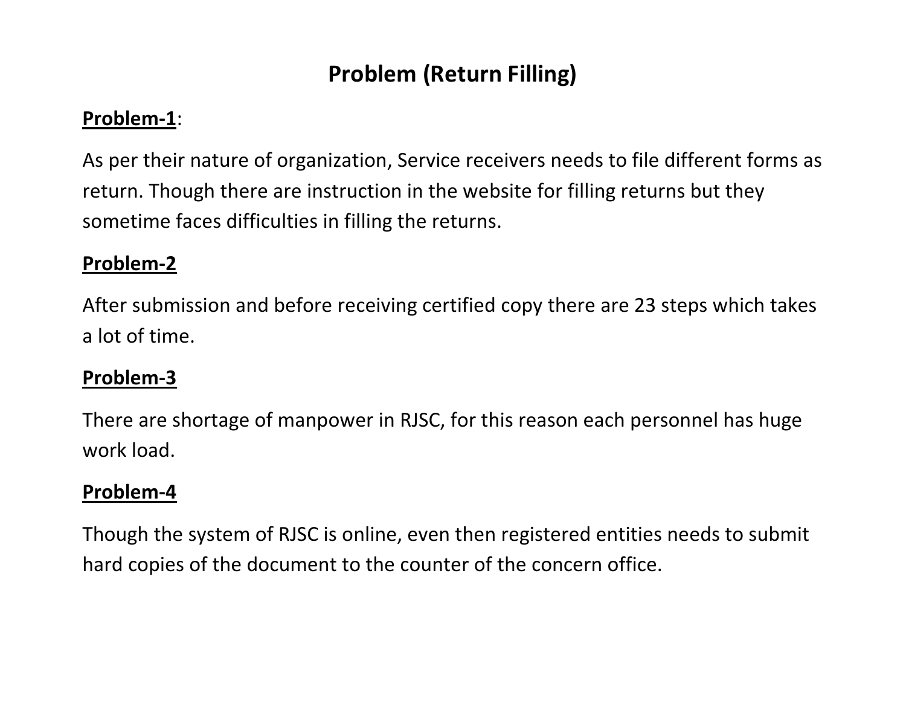# Problem (Return Filling)

**<u>Problem-1</u>**:

As per their nature of organization, Service receivers needs to file different forms as return. Though there are instruction in the website for filling returns but they sometime faces difficulties in filling the returns.

**<u>Problem-2</u>**

After submission and before receiving certified copy there are 23 steps which takes a lot of time.

**<u>Problem-3</u>**

There are shortage of manpower in RJSC, for this reason each personnel has huge work load.

**<u>Problem-4</u>**

Though the system of RJSC is online, even then registered entities needs to submit hard copies of the document to the counter of the concern office.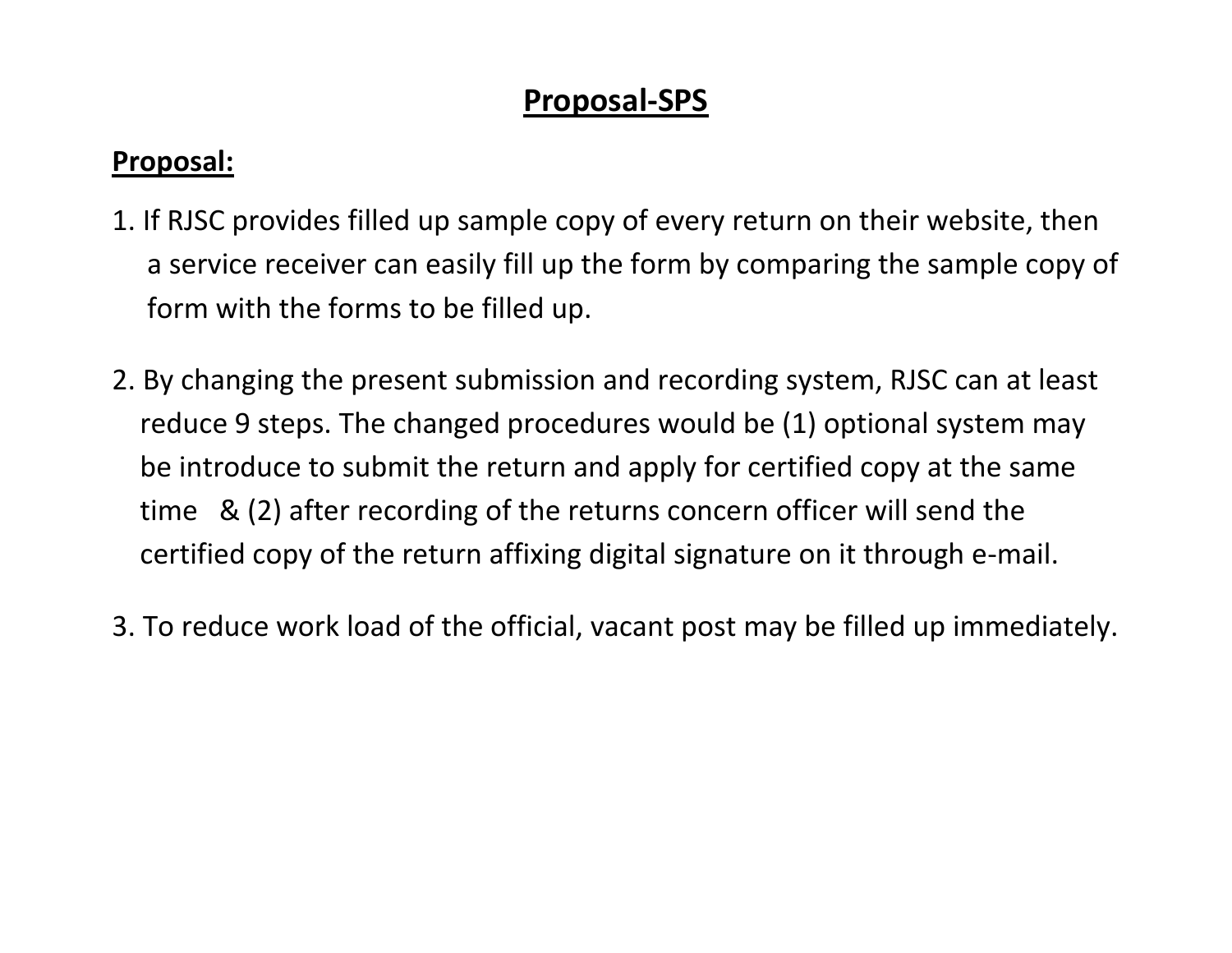# Proposal-SPS

## Proposal:

1. If RJSC provides filled up sample copy of every return on their website, then a service receiver can easily fill up the form by comparing the sample copy of form with the forms to be filled up.

2. By changing the present submission and recording system, RJSC can at least reduce 9 steps. The changed procedures would be (1) optional system may be introduce to submit the return and apply for certified copy at the same time & (2) after recording of the returns concern officer will send the certified copy of the return affixing digital signature on it through e-mail.

3. To reduce work load of the official, vacant post may be filled up immediately.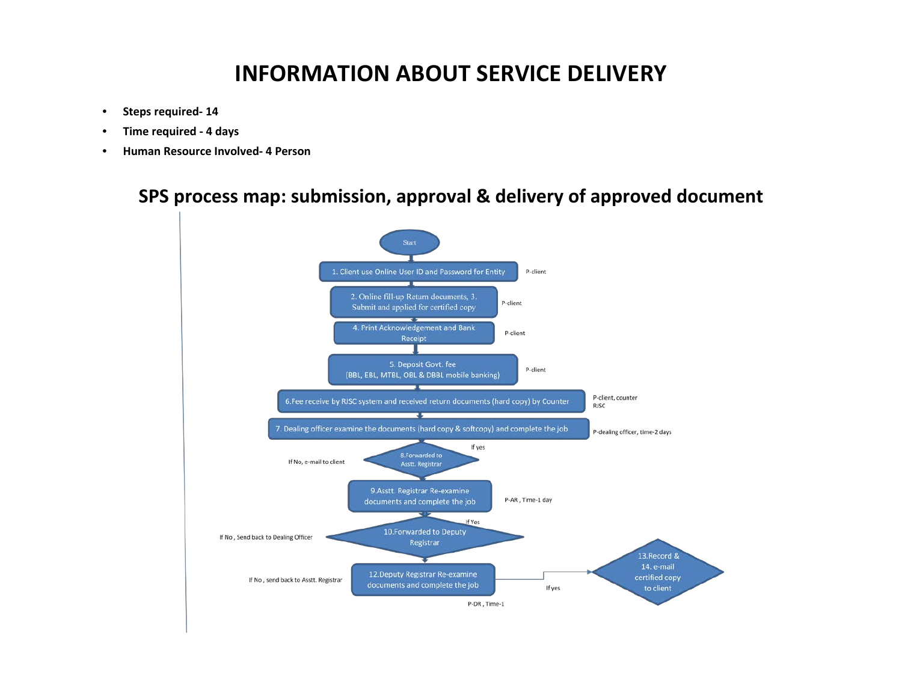# INFORMATION ABOUT SERVICE DELIVERY

- **Steps required- 14**
- **Time required - 4 days**
- **Human Resource Involved- 4 Person**

## SPS process map: submission, approval & delivery of approved document

Start

1. Client use Online User ID and Password for Entity — P-client

2. Online fill-up Return documents, 3. Submit and applied for certified copy — P-client

4. Print Acknowledgement and Bank Receipt — P-client

5. Deposit Govt. fee (BBL, EBL, MTBL, OBL & DBBL mobile banking) — P-client

6. Fee receive by RJSC system and received return documents (hard copy) by Counter — P-client, counter RJSC

7. Dealing officer examine the documents (hard copy & softcopy) and complete the job — P-dealing officer, time-2 days

8. Forwarded to Asstt. Registrar — If yes; If No, e-mail to client

9. Asstt. Registrar Re-examine documents and complete the job — P-AR, Time-1 day

10. Forwarded to Deputy Registrar — If Yes; If No, Send back to Dealing Officer

12. Deputy Registrar Re-examine documents and complete the job — P-DR, Time-1; If No, send back to Asstt. Registrar; If yes

13. Record & 14. e-mail certified copy to client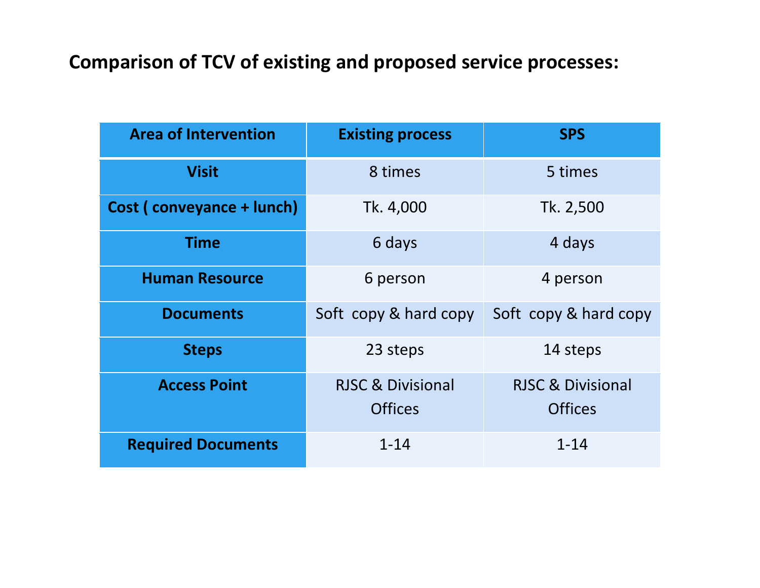## Comparison of TCV of existing and proposed service processes:

| Area of Intervention | Existing process | SPS |
| --- | --- | --- |
| Visit | 8 times | 5 times |
| Cost ( conveyance + lunch) | Tk. 4,000 | Tk. 2,500 |
| Time | 6 days | 4 days |
| Human Resource | 6 person | 4 person |
| Documents | Soft  copy & hard copy | Soft  copy & hard copy |
| Steps | 23 steps | 14 steps |
| Access Point | RJSC & Divisional Offices | RJSC & Divisional Offices |
| Required Documents | 1-14 | 1-14 |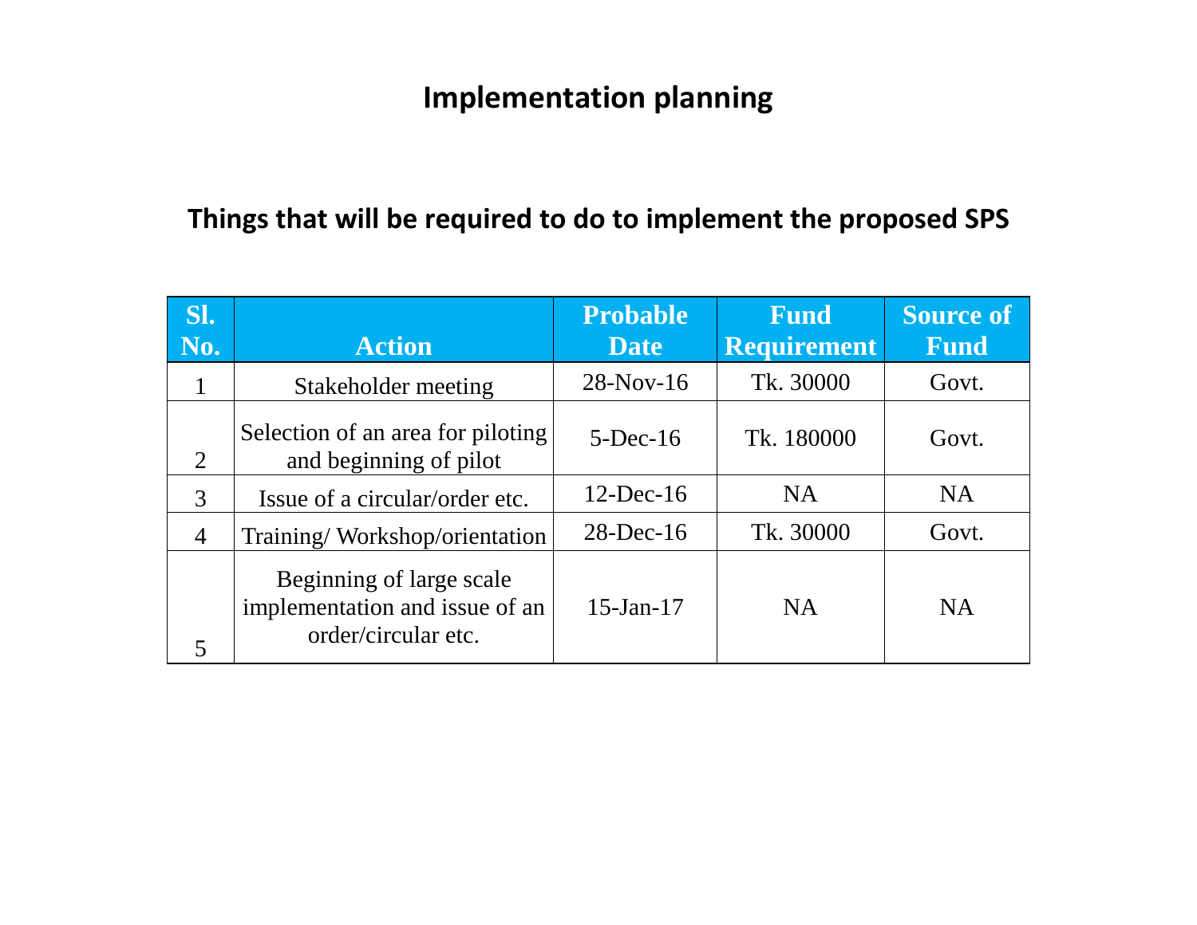# Implementation planning

## Things that will be required to do to implement the proposed SPS

| Sl. No. | Action | Probable Date | Fund Requirement | Source of Fund |
|---|---|---|---|---|
| 1 | Stakeholder meeting | 28-Nov-16 | Tk. 30000 | Govt. |
| 2 | Selection of an area for piloting and beginning of pilot | 5-Dec-16 | Tk. 180000 | Govt. |
| 3 | Issue of a circular/order etc. | 12-Dec-16 | NA | NA |
| 4 | Training/ Workshop/orientation | 28-Dec-16 | Tk. 30000 | Govt. |
| 5 | Beginning of large scale implementation and issue of an order/circular etc. | 15-Jan-17 | NA | NA |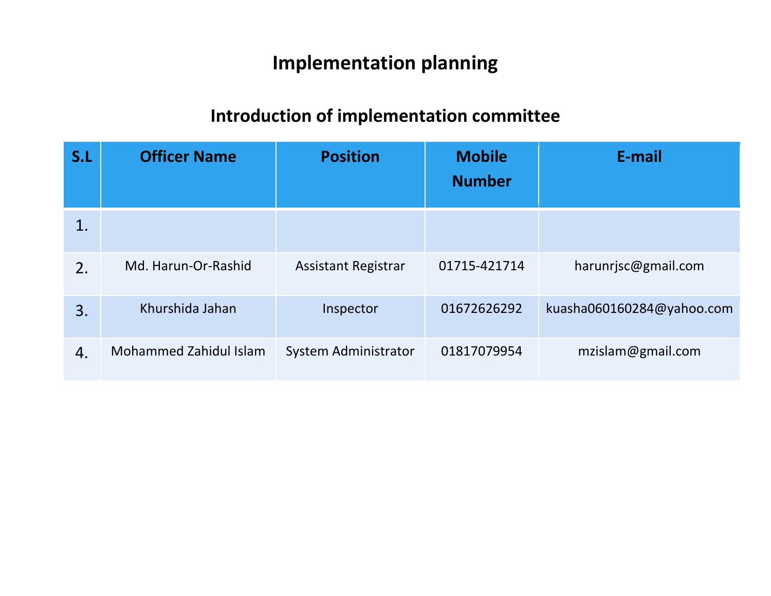# Implementation planning

## Introduction of implementation committee

| S.L | Officer Name | Position | Mobile Number | E-mail |
|---|---|---|---|---|
| 1. | | | | |
| 2. | Md. Harun-Or-Rashid | Assistant Registrar | 01715-421714 | harunrjsc@gmail.com |
| 3. | Khurshida Jahan | Inspector | 01672626292 | kuasha060160284@yahoo.com |
| 4. | Mohammed Zahidul Islam | System Administrator | 01817079954 | mzislam@gmail.com |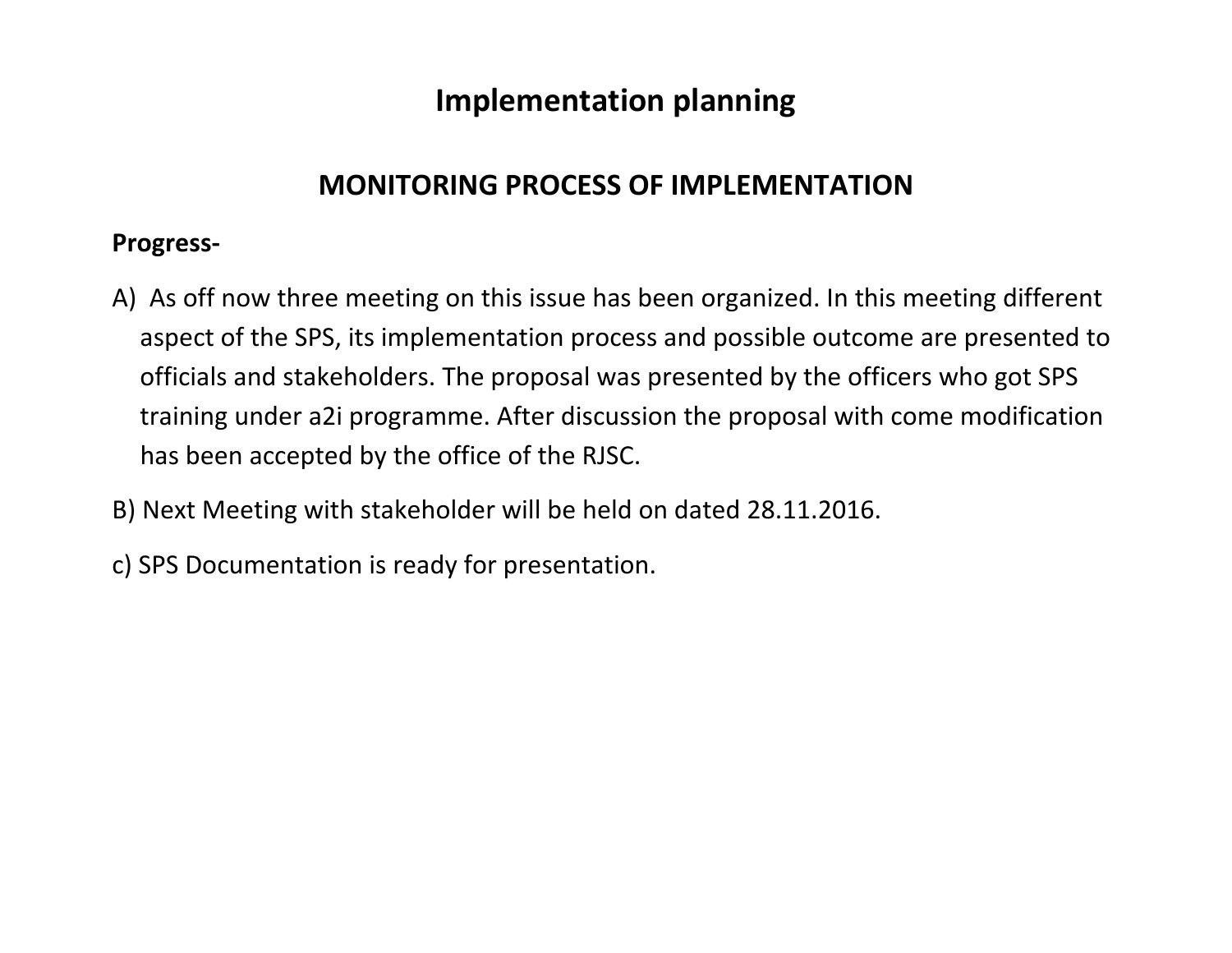# Implementation planning

## MONITORING PROCESS OF IMPLEMENTATION

**Progress-**

A) As off now three meeting on this issue has been organized. In this meeting different aspect of the SPS, its implementation process and possible outcome are presented to officials and stakeholders. The proposal was presented by the officers who got SPS training under a2i programme. After discussion the proposal with come modification has been accepted by the office of the RJSC.

B) Next Meeting with stakeholder will be held on dated 28.11.2016.

c) SPS Documentation is ready for presentation.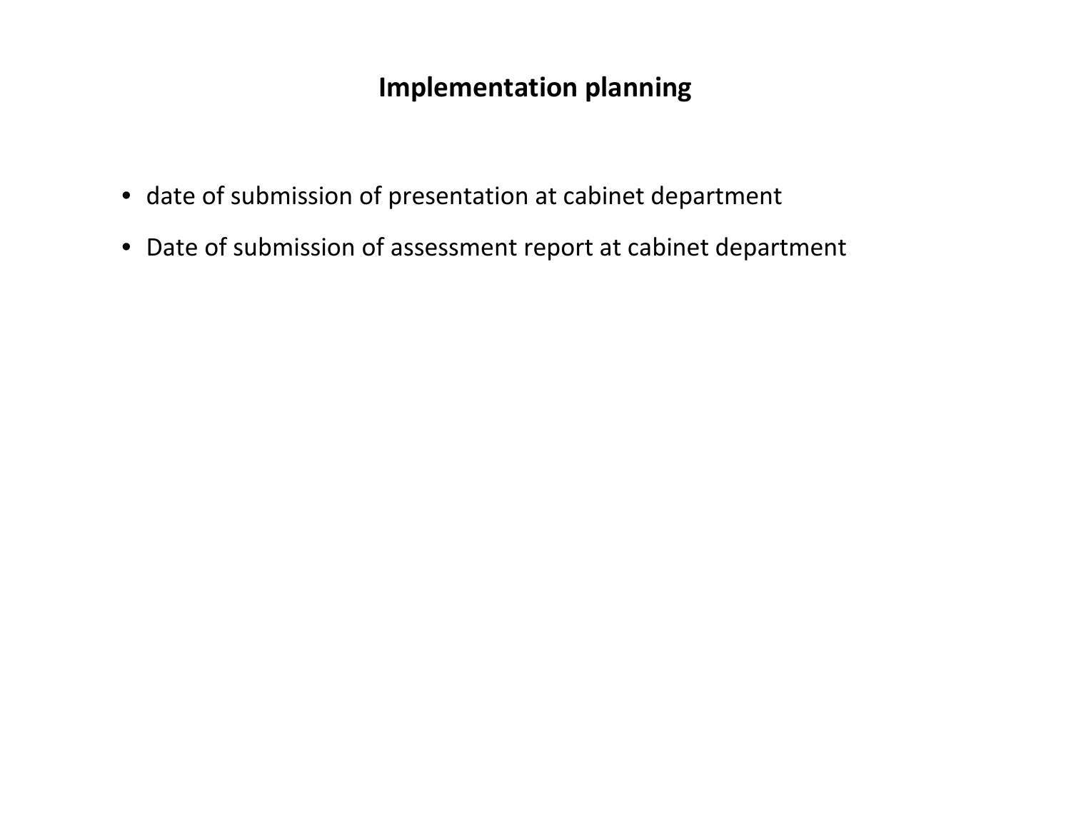# Implementation planning

- date of submission of presentation at cabinet department
- Date of submission of assessment report at cabinet department